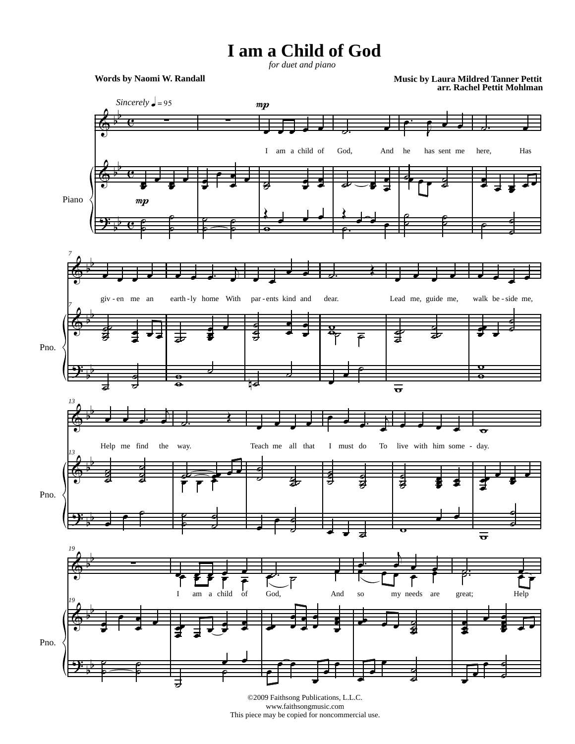# I am a Child of God

*for duet and piano*

**Words by Naomi W. Randall**

**Music by Laura Mildred Tanner Pettit**
**arr. Rachel Pettit Mohlman**

*Sincerely* ♩ = 95

*mp*

I am a child of God, And he has sent me here, Has giv - en me an earth - ly home With par - ents kind and dear. Lead me, guide me, walk be - side me, Help me find the way. Teach me all that I must do To live with him some - day.

I am a child of God, And so my needs are great; Help

Piano

Pno.

©2009 Faithsong Publications, L.L.C.
www.faithsongmusic.com
This piece may be copied for noncommercial use.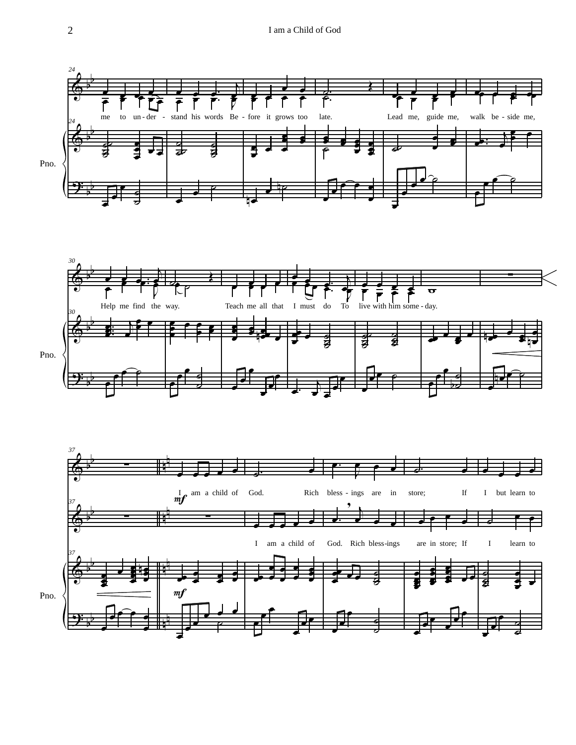me to un - der - stand his words Be - fore it grows too late. Lead me, guide me, walk be - side me,

Pno.

Help me find the way. Teach me all that I must do To live with him some - day.

Pno.

I am a child of God. Rich bless - ings are in store; If I but learn to

*mf*

I am a child of God. Rich bless-ings are in store; If I learn to

Pno.

*mf*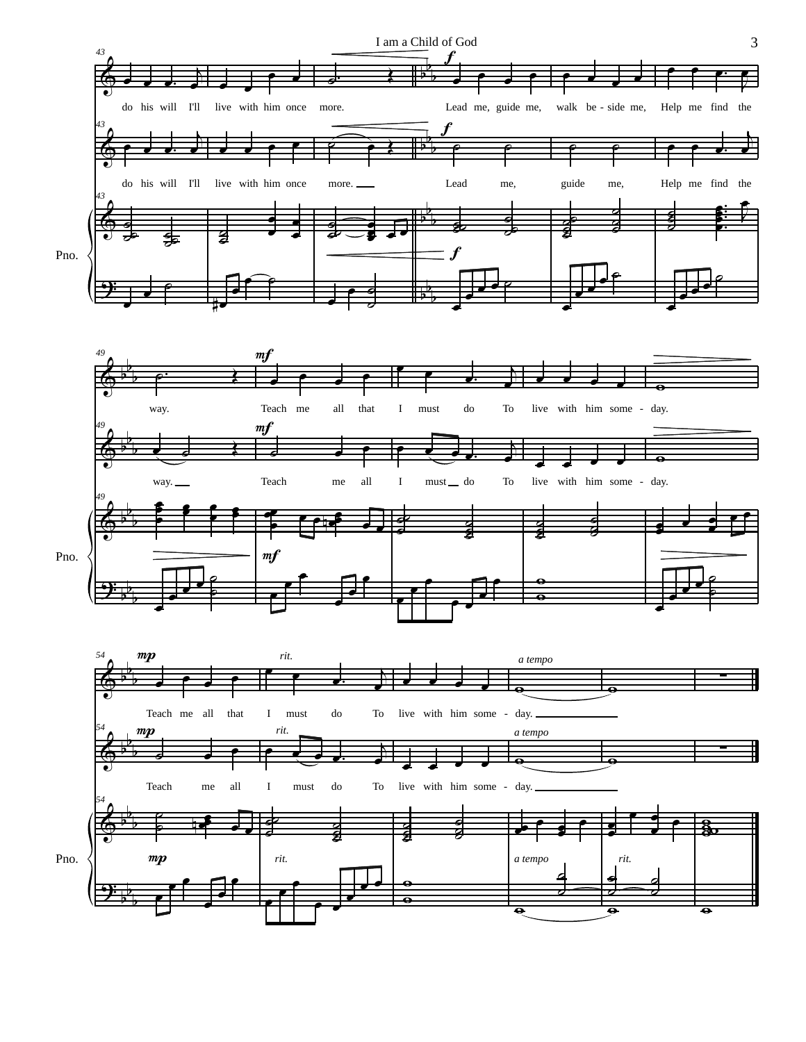do his will I'll live with him once more. Lead me, guide me, walk be - side me, Help me find the

do his will I'll live with him once more. Lead me, guide me, Help me find the

Pno.

way. Teach me all that I must do To live with him some - day.

way. Teach me all I must do To live with him some - day.

Pno.

*rit.* *a tempo*

Teach me all that I must do To live with him some - day.

Teach me all I must do To live with him some - day.

Pno.

*rit.* *a tempo* *rit.*